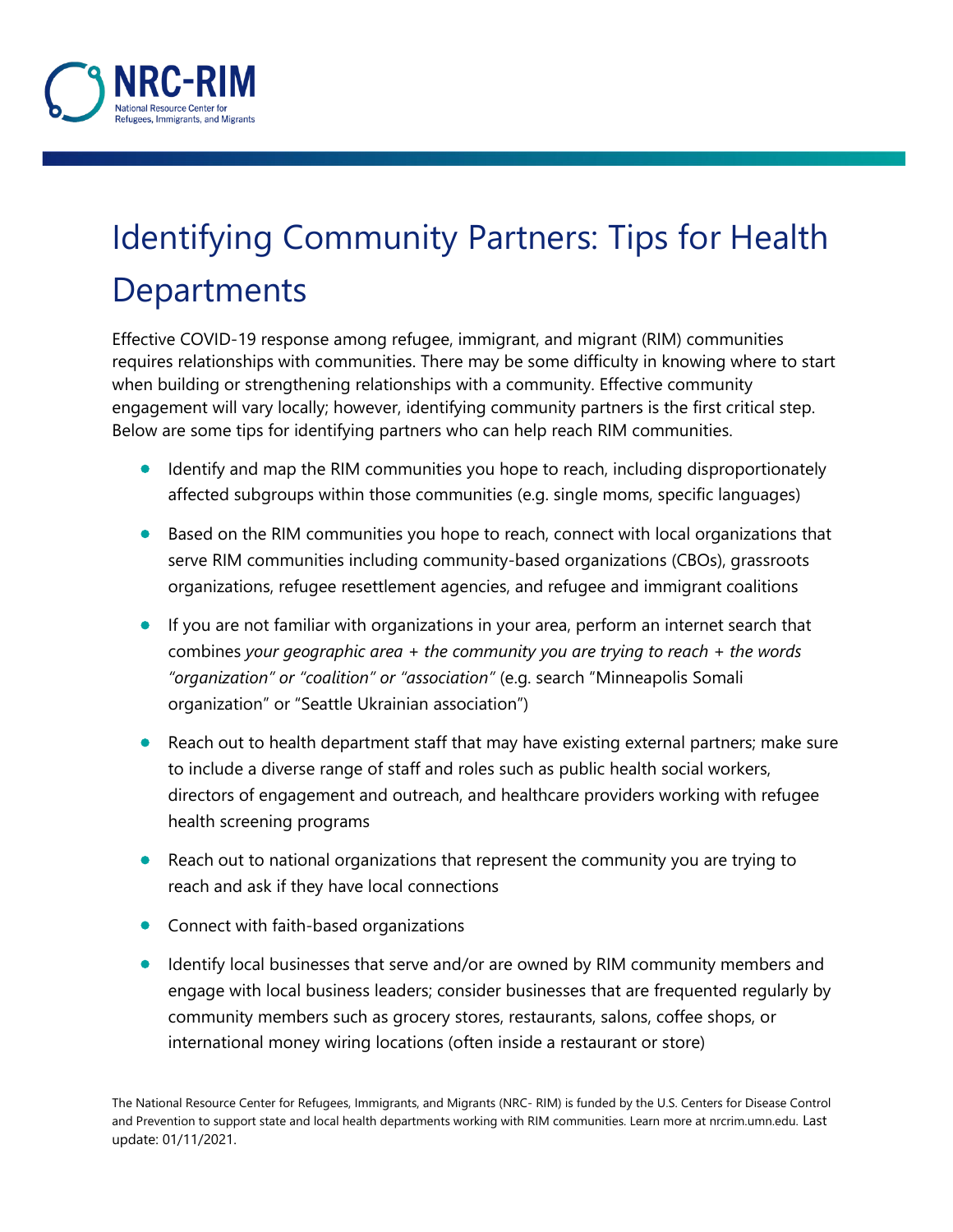# Identifying Community Partners: Tips for Health Departments

Effective COVID-19 response among refugee, immigrant, and migrant (RIM) communities requires relationships with communities. There may be some difficulty in knowing where to start when building or strengthening relationships with a community. Effective community engagement will vary locally; however, identifying community partners is the first critical step. Below are some tips for identifying partners who can help reach RIM communities.

- Identify and map the RIM communities you hope to reach, including disproportionately affected subgroups within those communities (e.g. single moms, specific languages)
- Based on the RIM communities you hope to reach, connect with local organizations that serve RIM communities including community-based organizations (CBOs), grassroots organizations, refugee resettlement agencies, and refugee and immigrant coalitions
- If you are not familiar with organizations in your area, perform an internet search that combines *your geographic area + the community you are trying to reach + the words "organization" or "coalition" or "association"* (e.g. search "Minneapolis Somali organization" or "Seattle Ukrainian association")
- Reach out to health department staff that may have existing external partners; make sure to include a diverse range of staff and roles such as public health social workers, directors of engagement and outreach, and healthcare providers working with refugee health screening programs
- Reach out to national organizations that represent the community you are trying to reach and ask if they have local connections
- Connect with faith-based organizations
- Identify local businesses that serve and/or are owned by RIM community members and engage with local business leaders; consider businesses that are frequented regularly by community members such as grocery stores, restaurants, salons, coffee shops, or international money wiring locations (often inside a restaurant or store)

The National Resource Center for Refugees, Immigrants, and Migrants (NRC- RIM) is funded by the U.S. Centers for Disease Control and Prevention to support state and local health departments working with RIM communities. Learn more at nrcrim.umn.edu. Last update: 01/11/2021.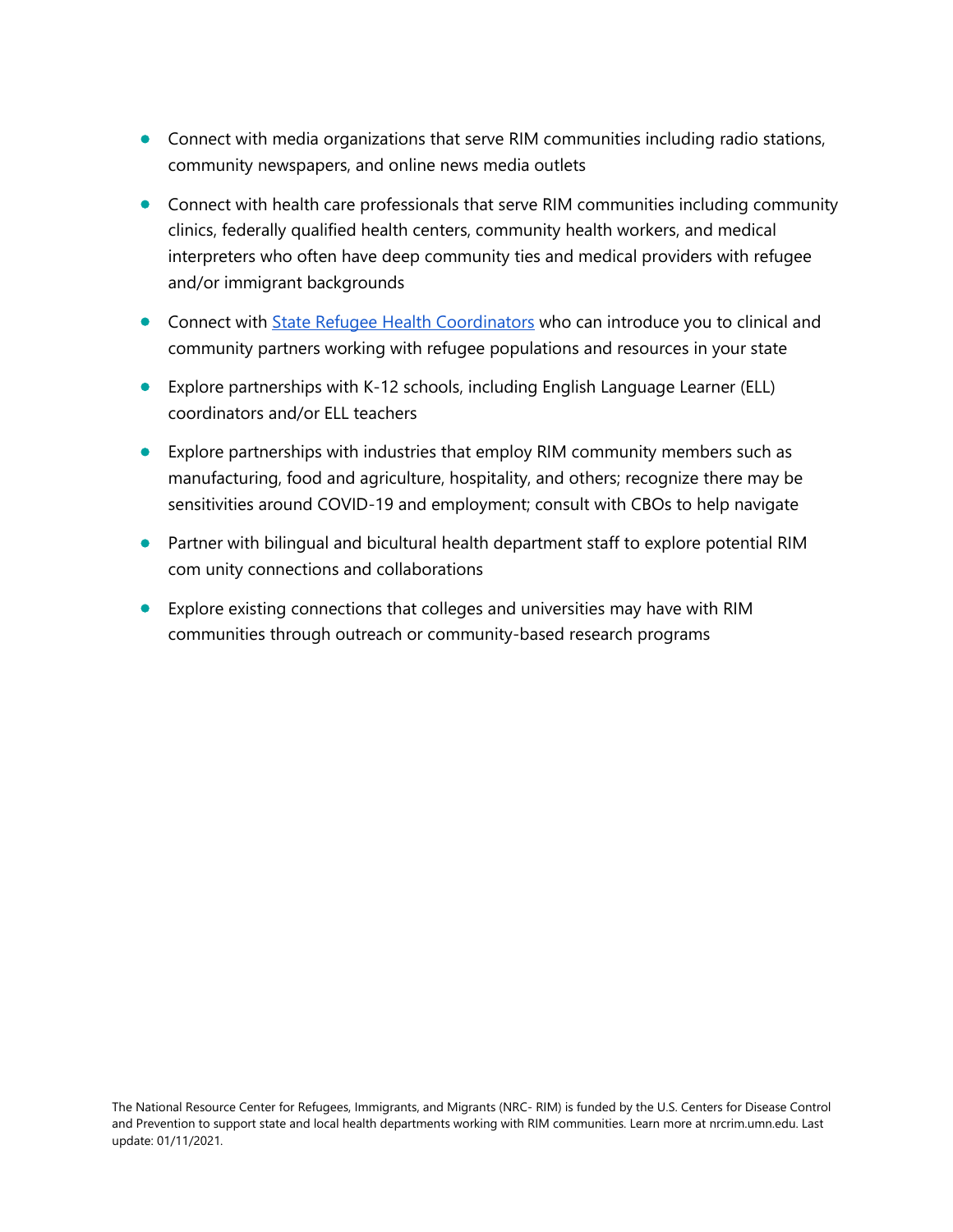- Connect with media organizations that serve RIM communities including radio stations, community newspapers, and online news media outlets
- Connect with health care professionals that serve RIM communities including community clinics, federally qualified health centers, community health workers, and medical interpreters who often have deep community ties and medical providers with refugee and/or immigrant backgrounds
- Connect with [State Refugee Health Coordinators](#) who can introduce you to clinical and community partners working with refugee populations and resources in your state
- Explore partnerships with K-12 schools, including English Language Learner (ELL) coordinators and/or ELL teachers
- Explore partnerships with industries that employ RIM community members such as manufacturing, food and agriculture, hospitality, and others; recognize there may be sensitivities around COVID-19 and employment; consult with CBOs to help navigate
- Partner with bilingual and bicultural health department staff to explore potential RIM com unity connections and collaborations
- Explore existing connections that colleges and universities may have with RIM communities through outreach or community-based research programs

The National Resource Center for Refugees, Immigrants, and Migrants (NRC- RIM) is funded by the U.S. Centers for Disease Control and Prevention to support state and local health departments working with RIM communities. Learn more at nrcrim.umn.edu. Last update: 01/11/2021.